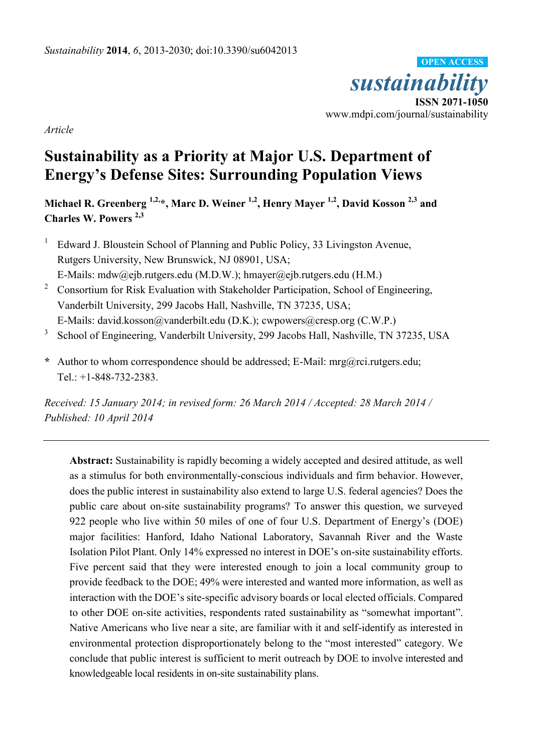*Article*

# Sustainability as a Priority at Major U.S. Department of Energy's Defense Sites: Surrounding Population Views

**Michael R. Greenberg [1,2,*], Marc D. Weiner [1,2], Henry Mayer [1,2], David Kosson [2,3] and Charles W. Powers [2,3]**

[1] Edward J. Bloustein School of Planning and Public Policy, 33 Livingston Avenue, Rutgers University, New Brunswick, NJ 08901, USA; E-Mails: mdw@ejb.rutgers.edu (M.D.W.); hmayer@ejb.rutgers.edu (H.M.)

[2] Consortium for Risk Evaluation with Stakeholder Participation, School of Engineering, Vanderbilt University, 299 Jacobs Hall, Nashville, TN 37235, USA; E-Mails: david.kosson@vanderbilt.edu (D.K.); cwpowers@cresp.org (C.W.P.)

[3] School of Engineering, Vanderbilt University, 299 Jacobs Hall, Nashville, TN 37235, USA

\* Author to whom correspondence should be addressed; E-Mail: mrg@rci.rutgers.edu; Tel.: +1-848-732-2383.

*Received: 15 January 2014; in revised form: 26 March 2014 / Accepted: 28 March 2014 / Published: 10 April 2014*

---

**Abstract:** Sustainability is rapidly becoming a widely accepted and desired attitude, as well as a stimulus for both environmentally-conscious individuals and firm behavior. However, does the public interest in sustainability also extend to large U.S. federal agencies? Does the public care about on-site sustainability programs? To answer this question, we surveyed 922 people who live within 50 miles of one of four U.S. Department of Energy's (DOE) major facilities: Hanford, Idaho National Laboratory, Savannah River and the Waste Isolation Pilot Plant. Only 14% expressed no interest in DOE's on-site sustainability efforts. Five percent said that they were interested enough to join a local community group to provide feedback to the DOE; 49% were interested and wanted more information, as well as interaction with the DOE's site-specific advisory boards or local elected officials. Compared to other DOE on-site activities, respondents rated sustainability as "somewhat important". Native Americans who live near a site, are familiar with it and self-identify as interested in environmental protection disproportionately belong to the "most interested" category. We conclude that public interest is sufficient to merit outreach by DOE to involve interested and knowledgeable local residents in on-site sustainability plans.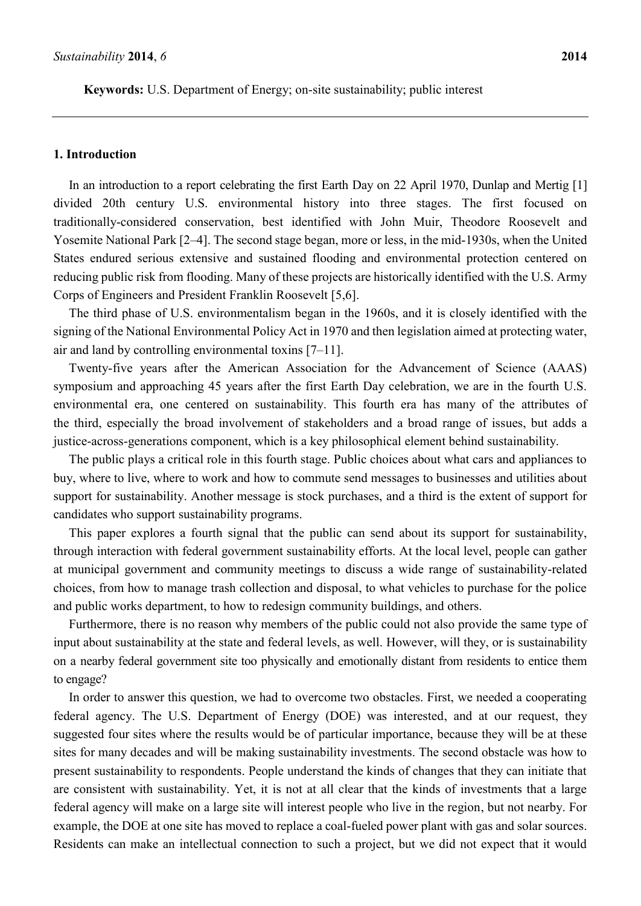**Keywords:** U.S. Department of Energy; on-site sustainability; public interest

## 1. Introduction

In an introduction to a report celebrating the first Earth Day on 22 April 1970, Dunlap and Mertig [1] divided 20th century U.S. environmental history into three stages. The first focused on traditionally-considered conservation, best identified with John Muir, Theodore Roosevelt and Yosemite National Park [2–4]. The second stage began, more or less, in the mid-1930s, when the United States endured serious extensive and sustained flooding and environmental protection centered on reducing public risk from flooding. Many of these projects are historically identified with the U.S. Army Corps of Engineers and President Franklin Roosevelt [5,6].

The third phase of U.S. environmentalism began in the 1960s, and it is closely identified with the signing of the National Environmental Policy Act in 1970 and then legislation aimed at protecting water, air and land by controlling environmental toxins [7–11].

Twenty-five years after the American Association for the Advancement of Science (AAAS) symposium and approaching 45 years after the first Earth Day celebration, we are in the fourth U.S. environmental era, one centered on sustainability. This fourth era has many of the attributes of the third, especially the broad involvement of stakeholders and a broad range of issues, but adds a justice-across-generations component, which is a key philosophical element behind sustainability.

The public plays a critical role in this fourth stage. Public choices about what cars and appliances to buy, where to live, where to work and how to commute send messages to businesses and utilities about support for sustainability. Another message is stock purchases, and a third is the extent of support for candidates who support sustainability programs.

This paper explores a fourth signal that the public can send about its support for sustainability, through interaction with federal government sustainability efforts. At the local level, people can gather at municipal government and community meetings to discuss a wide range of sustainability-related choices, from how to manage trash collection and disposal, to what vehicles to purchase for the police and public works department, to how to redesign community buildings, and others.

Furthermore, there is no reason why members of the public could not also provide the same type of input about sustainability at the state and federal levels, as well. However, will they, or is sustainability on a nearby federal government site too physically and emotionally distant from residents to entice them to engage?

In order to answer this question, we had to overcome two obstacles. First, we needed a cooperating federal agency. The U.S. Department of Energy (DOE) was interested, and at our request, they suggested four sites where the results would be of particular importance, because they will be at these sites for many decades and will be making sustainability investments. The second obstacle was how to present sustainability to respondents. People understand the kinds of changes that they can initiate that are consistent with sustainability. Yet, it is not at all clear that the kinds of investments that a large federal agency will make on a large site will interest people who live in the region, but not nearby. For example, the DOE at one site has moved to replace a coal-fueled power plant with gas and solar sources. Residents can make an intellectual connection to such a project, but we did not expect that it would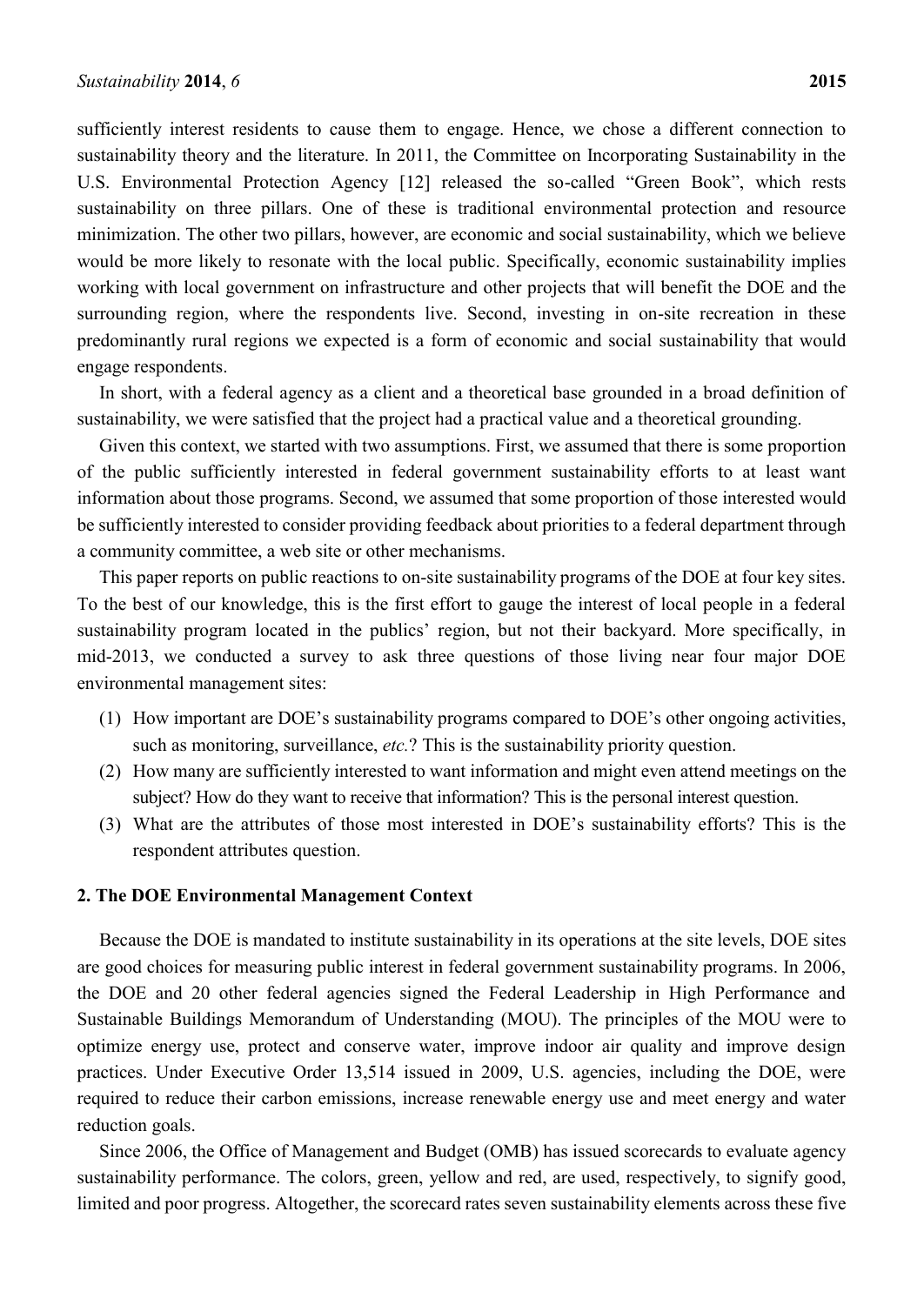sufficiently interest residents to cause them to engage. Hence, we chose a different connection to sustainability theory and the literature. In 2011, the Committee on Incorporating Sustainability in the U.S. Environmental Protection Agency [12] released the so-called "Green Book", which rests sustainability on three pillars. One of these is traditional environmental protection and resource minimization. The other two pillars, however, are economic and social sustainability, which we believe would be more likely to resonate with the local public. Specifically, economic sustainability implies working with local government on infrastructure and other projects that will benefit the DOE and the surrounding region, where the respondents live. Second, investing in on-site recreation in these predominantly rural regions we expected is a form of economic and social sustainability that would engage respondents.

In short, with a federal agency as a client and a theoretical base grounded in a broad definition of sustainability, we were satisfied that the project had a practical value and a theoretical grounding.

Given this context, we started with two assumptions. First, we assumed that there is some proportion of the public sufficiently interested in federal government sustainability efforts to at least want information about those programs. Second, we assumed that some proportion of those interested would be sufficiently interested to consider providing feedback about priorities to a federal department through a community committee, a web site or other mechanisms.

This paper reports on public reactions to on-site sustainability programs of the DOE at four key sites. To the best of our knowledge, this is the first effort to gauge the interest of local people in a federal sustainability program located in the publics' region, but not their backyard. More specifically, in mid-2013, we conducted a survey to ask three questions of those living near four major DOE environmental management sites:

(1) How important are DOE's sustainability programs compared to DOE's other ongoing activities, such as monitoring, surveillance, *etc.*? This is the sustainability priority question.
(2) How many are sufficiently interested to want information and might even attend meetings on the subject? How do they want to receive that information? This is the personal interest question.
(3) What are the attributes of those most interested in DOE's sustainability efforts? This is the respondent attributes question.

## 2. The DOE Environmental Management Context

Because the DOE is mandated to institute sustainability in its operations at the site levels, DOE sites are good choices for measuring public interest in federal government sustainability programs. In 2006, the DOE and 20 other federal agencies signed the Federal Leadership in High Performance and Sustainable Buildings Memorandum of Understanding (MOU). The principles of the MOU were to optimize energy use, protect and conserve water, improve indoor air quality and improve design practices. Under Executive Order 13,514 issued in 2009, U.S. agencies, including the DOE, were required to reduce their carbon emissions, increase renewable energy use and meet energy and water reduction goals.

Since 2006, the Office of Management and Budget (OMB) has issued scorecards to evaluate agency sustainability performance. The colors, green, yellow and red, are used, respectively, to signify good, limited and poor progress. Altogether, the scorecard rates seven sustainability elements across these five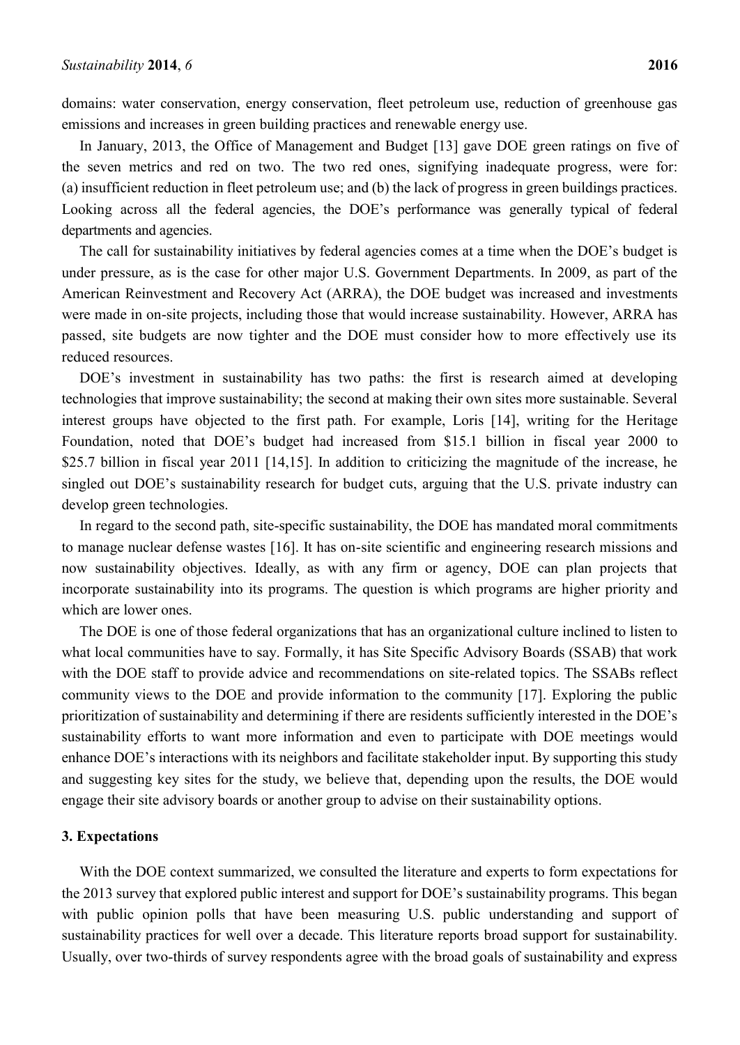domains: water conservation, energy conservation, fleet petroleum use, reduction of greenhouse gas emissions and increases in green building practices and renewable energy use.

In January, 2013, the Office of Management and Budget [13] gave DOE green ratings on five of the seven metrics and red on two. The two red ones, signifying inadequate progress, were for: (a) insufficient reduction in fleet petroleum use; and (b) the lack of progress in green buildings practices. Looking across all the federal agencies, the DOE's performance was generally typical of federal departments and agencies.

The call for sustainability initiatives by federal agencies comes at a time when the DOE's budget is under pressure, as is the case for other major U.S. Government Departments. In 2009, as part of the American Reinvestment and Recovery Act (ARRA), the DOE budget was increased and investments were made in on-site projects, including those that would increase sustainability. However, ARRA has passed, site budgets are now tighter and the DOE must consider how to more effectively use its reduced resources.

DOE's investment in sustainability has two paths: the first is research aimed at developing technologies that improve sustainability; the second at making their own sites more sustainable. Several interest groups have objected to the first path. For example, Loris [14], writing for the Heritage Foundation, noted that DOE's budget had increased from $15.1 billion in fiscal year 2000 to $25.7 billion in fiscal year 2011 [14,15]. In addition to criticizing the magnitude of the increase, he singled out DOE's sustainability research for budget cuts, arguing that the U.S. private industry can develop green technologies.

In regard to the second path, site-specific sustainability, the DOE has mandated moral commitments to manage nuclear defense wastes [16]. It has on-site scientific and engineering research missions and now sustainability objectives. Ideally, as with any firm or agency, DOE can plan projects that incorporate sustainability into its programs. The question is which programs are higher priority and which are lower ones.

The DOE is one of those federal organizations that has an organizational culture inclined to listen to what local communities have to say. Formally, it has Site Specific Advisory Boards (SSAB) that work with the DOE staff to provide advice and recommendations on site-related topics. The SSABs reflect community views to the DOE and provide information to the community [17]. Exploring the public prioritization of sustainability and determining if there are residents sufficiently interested in the DOE's sustainability efforts to want more information and even to participate with DOE meetings would enhance DOE's interactions with its neighbors and facilitate stakeholder input. By supporting this study and suggesting key sites for the study, we believe that, depending upon the results, the DOE would engage their site advisory boards or another group to advise on their sustainability options.

## 3. Expectations

With the DOE context summarized, we consulted the literature and experts to form expectations for the 2013 survey that explored public interest and support for DOE's sustainability programs. This began with public opinion polls that have been measuring U.S. public understanding and support of sustainability practices for well over a decade. This literature reports broad support for sustainability. Usually, over two-thirds of survey respondents agree with the broad goals of sustainability and express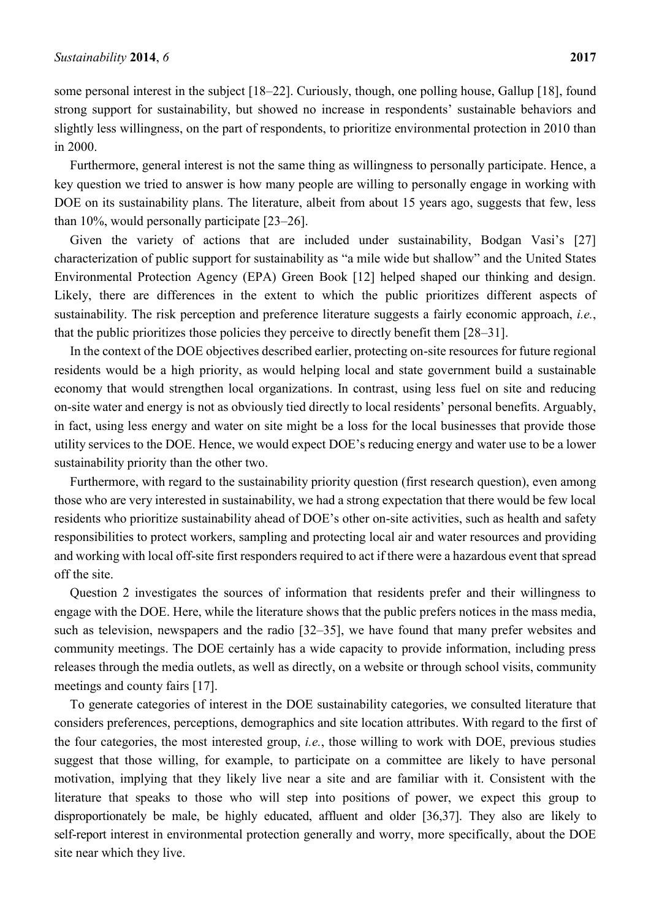some personal interest in the subject [18–22]. Curiously, though, one polling house, Gallup [18], found strong support for sustainability, but showed no increase in respondents' sustainable behaviors and slightly less willingness, on the part of respondents, to prioritize environmental protection in 2010 than in 2000.

Furthermore, general interest is not the same thing as willingness to personally participate. Hence, a key question we tried to answer is how many people are willing to personally engage in working with DOE on its sustainability plans. The literature, albeit from about 15 years ago, suggests that few, less than 10%, would personally participate [23–26].

Given the variety of actions that are included under sustainability, Bodgan Vasi's [27] characterization of public support for sustainability as "a mile wide but shallow" and the United States Environmental Protection Agency (EPA) Green Book [12] helped shaped our thinking and design. Likely, there are differences in the extent to which the public prioritizes different aspects of sustainability. The risk perception and preference literature suggests a fairly economic approach, *i.e.*, that the public prioritizes those policies they perceive to directly benefit them [28–31].

In the context of the DOE objectives described earlier, protecting on-site resources for future regional residents would be a high priority, as would helping local and state government build a sustainable economy that would strengthen local organizations. In contrast, using less fuel on site and reducing on-site water and energy is not as obviously tied directly to local residents' personal benefits. Arguably, in fact, using less energy and water on site might be a loss for the local businesses that provide those utility services to the DOE. Hence, we would expect DOE's reducing energy and water use to be a lower sustainability priority than the other two.

Furthermore, with regard to the sustainability priority question (first research question), even among those who are very interested in sustainability, we had a strong expectation that there would be few local residents who prioritize sustainability ahead of DOE's other on-site activities, such as health and safety responsibilities to protect workers, sampling and protecting local air and water resources and providing and working with local off-site first responders required to act if there were a hazardous event that spread off the site.

Question 2 investigates the sources of information that residents prefer and their willingness to engage with the DOE. Here, while the literature shows that the public prefers notices in the mass media, such as television, newspapers and the radio [32–35], we have found that many prefer websites and community meetings. The DOE certainly has a wide capacity to provide information, including press releases through the media outlets, as well as directly, on a website or through school visits, community meetings and county fairs [17].

To generate categories of interest in the DOE sustainability categories, we consulted literature that considers preferences, perceptions, demographics and site location attributes. With regard to the first of the four categories, the most interested group, *i.e.*, those willing to work with DOE, previous studies suggest that those willing, for example, to participate on a committee are likely to have personal motivation, implying that they likely live near a site and are familiar with it. Consistent with the literature that speaks to those who will step into positions of power, we expect this group to disproportionately be male, be highly educated, affluent and older [36,37]. They also are likely to self-report interest in environmental protection generally and worry, more specifically, about the DOE site near which they live.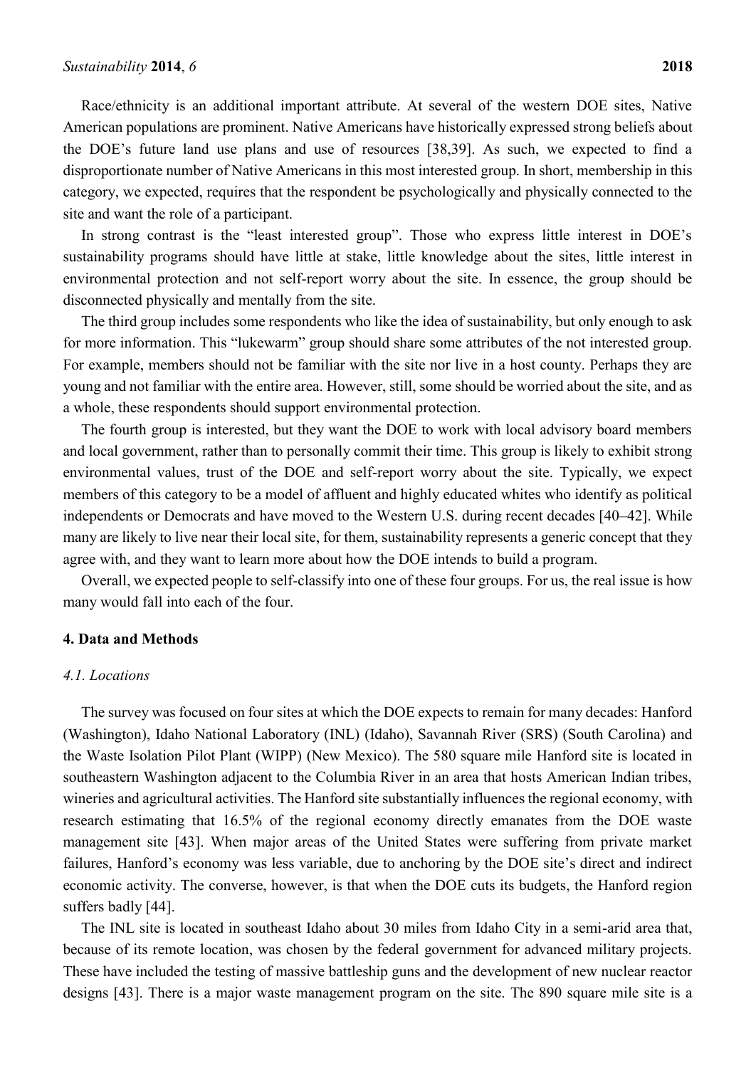Race/ethnicity is an additional important attribute. At several of the western DOE sites, Native American populations are prominent. Native Americans have historically expressed strong beliefs about the DOE's future land use plans and use of resources [38,39]. As such, we expected to find a disproportionate number of Native Americans in this most interested group. In short, membership in this category, we expected, requires that the respondent be psychologically and physically connected to the site and want the role of a participant.

In strong contrast is the "least interested group". Those who express little interest in DOE's sustainability programs should have little at stake, little knowledge about the sites, little interest in environmental protection and not self-report worry about the site. In essence, the group should be disconnected physically and mentally from the site.

The third group includes some respondents who like the idea of sustainability, but only enough to ask for more information. This "lukewarm" group should share some attributes of the not interested group. For example, members should not be familiar with the site nor live in a host county. Perhaps they are young and not familiar with the entire area. However, still, some should be worried about the site, and as a whole, these respondents should support environmental protection.

The fourth group is interested, but they want the DOE to work with local advisory board members and local government, rather than to personally commit their time. This group is likely to exhibit strong environmental values, trust of the DOE and self-report worry about the site. Typically, we expect members of this category to be a model of affluent and highly educated whites who identify as political independents or Democrats and have moved to the Western U.S. during recent decades [40–42]. While many are likely to live near their local site, for them, sustainability represents a generic concept that they agree with, and they want to learn more about how the DOE intends to build a program.

Overall, we expected people to self-classify into one of these four groups. For us, the real issue is how many would fall into each of the four.

## 4. Data and Methods

### *4.1. Locations*

The survey was focused on four sites at which the DOE expects to remain for many decades: Hanford (Washington), Idaho National Laboratory (INL) (Idaho), Savannah River (SRS) (South Carolina) and the Waste Isolation Pilot Plant (WIPP) (New Mexico). The 580 square mile Hanford site is located in southeastern Washington adjacent to the Columbia River in an area that hosts American Indian tribes, wineries and agricultural activities. The Hanford site substantially influences the regional economy, with research estimating that 16.5% of the regional economy directly emanates from the DOE waste management site [43]. When major areas of the United States were suffering from private market failures, Hanford's economy was less variable, due to anchoring by the DOE site's direct and indirect economic activity. The converse, however, is that when the DOE cuts its budgets, the Hanford region suffers badly [44].

The INL site is located in southeast Idaho about 30 miles from Idaho City in a semi-arid area that, because of its remote location, was chosen by the federal government for advanced military projects. These have included the testing of massive battleship guns and the development of new nuclear reactor designs [43]. There is a major waste management program on the site. The 890 square mile site is a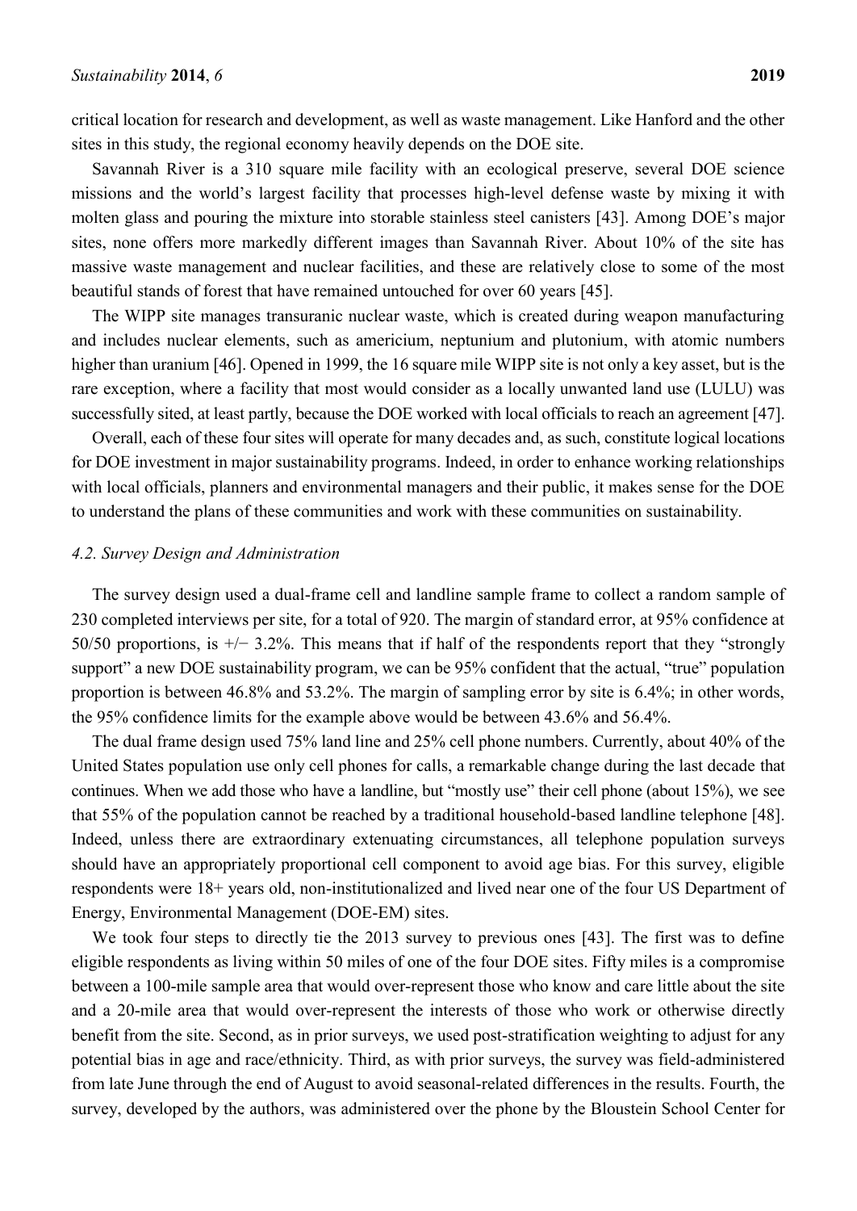critical location for research and development, as well as waste management. Like Hanford and the other sites in this study, the regional economy heavily depends on the DOE site.

Savannah River is a 310 square mile facility with an ecological preserve, several DOE science missions and the world's largest facility that processes high-level defense waste by mixing it with molten glass and pouring the mixture into storable stainless steel canisters [43]. Among DOE's major sites, none offers more markedly different images than Savannah River. About 10% of the site has massive waste management and nuclear facilities, and these are relatively close to some of the most beautiful stands of forest that have remained untouched for over 60 years [45].

The WIPP site manages transuranic nuclear waste, which is created during weapon manufacturing and includes nuclear elements, such as americium, neptunium and plutonium, with atomic numbers higher than uranium [46]. Opened in 1999, the 16 square mile WIPP site is not only a key asset, but is the rare exception, where a facility that most would consider as a locally unwanted land use (LULU) was successfully sited, at least partly, because the DOE worked with local officials to reach an agreement [47].

Overall, each of these four sites will operate for many decades and, as such, constitute logical locations for DOE investment in major sustainability programs. Indeed, in order to enhance working relationships with local officials, planners and environmental managers and their public, it makes sense for the DOE to understand the plans of these communities and work with these communities on sustainability.

### *4.2. Survey Design and Administration*

The survey design used a dual-frame cell and landline sample frame to collect a random sample of 230 completed interviews per site, for a total of 920. The margin of standard error, at 95% confidence at 50/50 proportions, is +/− 3.2%. This means that if half of the respondents report that they "strongly support" a new DOE sustainability program, we can be 95% confident that the actual, "true" population proportion is between 46.8% and 53.2%. The margin of sampling error by site is 6.4%; in other words, the 95% confidence limits for the example above would be between 43.6% and 56.4%.

The dual frame design used 75% land line and 25% cell phone numbers. Currently, about 40% of the United States population use only cell phones for calls, a remarkable change during the last decade that continues. When we add those who have a landline, but "mostly use" their cell phone (about 15%), we see that 55% of the population cannot be reached by a traditional household-based landline telephone [48]. Indeed, unless there are extraordinary extenuating circumstances, all telephone population surveys should have an appropriately proportional cell component to avoid age bias. For this survey, eligible respondents were 18+ years old, non-institutionalized and lived near one of the four US Department of Energy, Environmental Management (DOE-EM) sites.

We took four steps to directly tie the 2013 survey to previous ones [43]. The first was to define eligible respondents as living within 50 miles of one of the four DOE sites. Fifty miles is a compromise between a 100-mile sample area that would over-represent those who know and care little about the site and a 20-mile area that would over-represent the interests of those who work or otherwise directly benefit from the site. Second, as in prior surveys, we used post-stratification weighting to adjust for any potential bias in age and race/ethnicity. Third, as with prior surveys, the survey was field-administered from late June through the end of August to avoid seasonal-related differences in the results. Fourth, the survey, developed by the authors, was administered over the phone by the Bloustein School Center for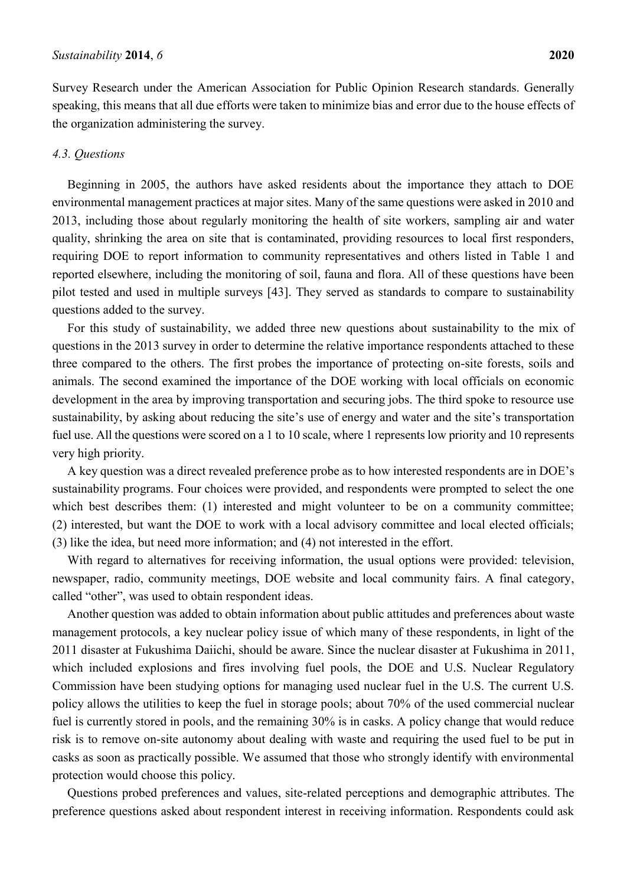Survey Research under the American Association for Public Opinion Research standards. Generally speaking, this means that all due efforts were taken to minimize bias and error due to the house effects of the organization administering the survey.

### 4.3. Questions

Beginning in 2005, the authors have asked residents about the importance they attach to DOE environmental management practices at major sites. Many of the same questions were asked in 2010 and 2013, including those about regularly monitoring the health of site workers, sampling air and water quality, shrinking the area on site that is contaminated, providing resources to local first responders, requiring DOE to report information to community representatives and others listed in Table 1 and reported elsewhere, including the monitoring of soil, fauna and flora. All of these questions have been pilot tested and used in multiple surveys [43]. They served as standards to compare to sustainability questions added to the survey.

For this study of sustainability, we added three new questions about sustainability to the mix of questions in the 2013 survey in order to determine the relative importance respondents attached to these three compared to the others. The first probes the importance of protecting on-site forests, soils and animals. The second examined the importance of the DOE working with local officials on economic development in the area by improving transportation and securing jobs. The third spoke to resource use sustainability, by asking about reducing the site's use of energy and water and the site's transportation fuel use. All the questions were scored on a 1 to 10 scale, where 1 represents low priority and 10 represents very high priority.

A key question was a direct revealed preference probe as to how interested respondents are in DOE's sustainability programs. Four choices were provided, and respondents were prompted to select the one which best describes them: (1) interested and might volunteer to be on a community committee; (2) interested, but want the DOE to work with a local advisory committee and local elected officials; (3) like the idea, but need more information; and (4) not interested in the effort.

With regard to alternatives for receiving information, the usual options were provided: television, newspaper, radio, community meetings, DOE website and local community fairs. A final category, called "other", was used to obtain respondent ideas.

Another question was added to obtain information about public attitudes and preferences about waste management protocols, a key nuclear policy issue of which many of these respondents, in light of the 2011 disaster at Fukushima Daiichi, should be aware. Since the nuclear disaster at Fukushima in 2011, which included explosions and fires involving fuel pools, the DOE and U.S. Nuclear Regulatory Commission have been studying options for managing used nuclear fuel in the U.S. The current U.S. policy allows the utilities to keep the fuel in storage pools; about 70% of the used commercial nuclear fuel is currently stored in pools, and the remaining 30% is in casks. A policy change that would reduce risk is to remove on-site autonomy about dealing with waste and requiring the used fuel to be put in casks as soon as practically possible. We assumed that those who strongly identify with environmental protection would choose this policy.

Questions probed preferences and values, site-related perceptions and demographic attributes. The preference questions asked about respondent interest in receiving information. Respondents could ask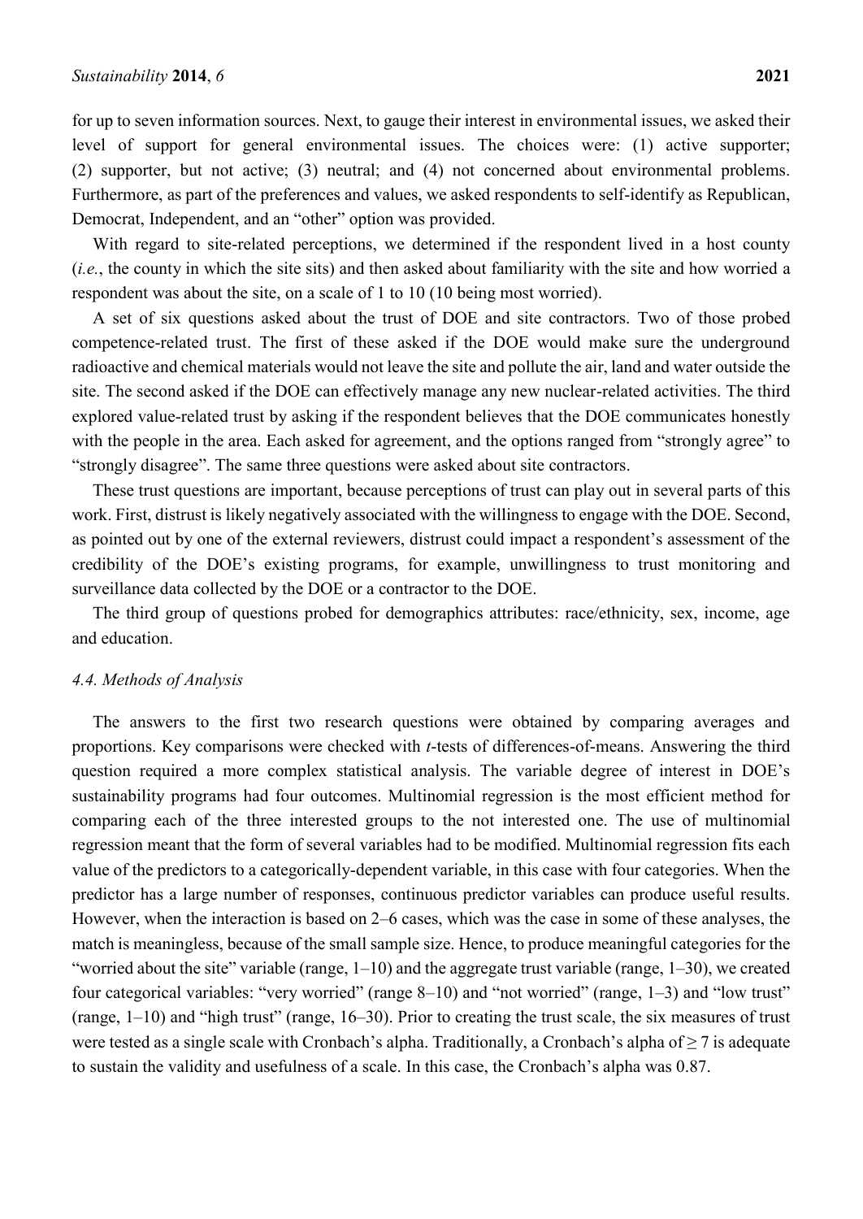for up to seven information sources. Next, to gauge their interest in environmental issues, we asked their level of support for general environmental issues. The choices were: (1) active supporter; (2) supporter, but not active; (3) neutral; and (4) not concerned about environmental problems. Furthermore, as part of the preferences and values, we asked respondents to self-identify as Republican, Democrat, Independent, and an "other" option was provided.

With regard to site-related perceptions, we determined if the respondent lived in a host county (*i.e.*, the county in which the site sits) and then asked about familiarity with the site and how worried a respondent was about the site, on a scale of 1 to 10 (10 being most worried).

A set of six questions asked about the trust of DOE and site contractors. Two of those probed competence-related trust. The first of these asked if the DOE would make sure the underground radioactive and chemical materials would not leave the site and pollute the air, land and water outside the site. The second asked if the DOE can effectively manage any new nuclear-related activities. The third explored value-related trust by asking if the respondent believes that the DOE communicates honestly with the people in the area. Each asked for agreement, and the options ranged from "strongly agree" to "strongly disagree". The same three questions were asked about site contractors.

These trust questions are important, because perceptions of trust can play out in several parts of this work. First, distrust is likely negatively associated with the willingness to engage with the DOE. Second, as pointed out by one of the external reviewers, distrust could impact a respondent's assessment of the credibility of the DOE's existing programs, for example, unwillingness to trust monitoring and surveillance data collected by the DOE or a contractor to the DOE.

The third group of questions probed for demographics attributes: race/ethnicity, sex, income, age and education.

### 4.4. Methods of Analysis

The answers to the first two research questions were obtained by comparing averages and proportions. Key comparisons were checked with *t*-tests of differences-of-means. Answering the third question required a more complex statistical analysis. The variable degree of interest in DOE's sustainability programs had four outcomes. Multinomial regression is the most efficient method for comparing each of the three interested groups to the not interested one. The use of multinomial regression meant that the form of several variables had to be modified. Multinomial regression fits each value of the predictors to a categorically-dependent variable, in this case with four categories. When the predictor has a large number of responses, continuous predictor variables can produce useful results. However, when the interaction is based on 2–6 cases, which was the case in some of these analyses, the match is meaningless, because of the small sample size. Hence, to produce meaningful categories for the "worried about the site" variable (range, 1–10) and the aggregate trust variable (range, 1–30), we created four categorical variables: "very worried" (range 8–10) and "not worried" (range, 1–3) and "low trust" (range, 1–10) and "high trust" (range, 16–30). Prior to creating the trust scale, the six measures of trust were tested as a single scale with Cronbach's alpha. Traditionally, a Cronbach's alpha of $\geq 7$ is adequate to sustain the validity and usefulness of a scale. In this case, the Cronbach's alpha was 0.87.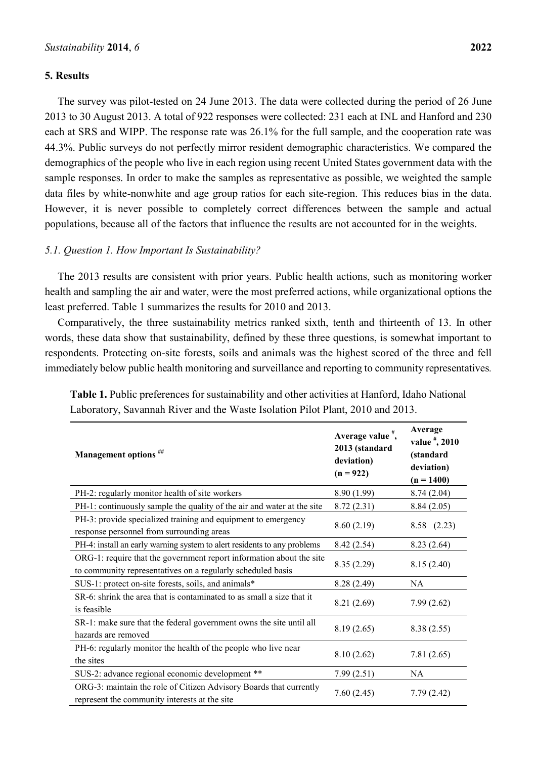## 5. Results

The survey was pilot-tested on 24 June 2013. The data were collected during the period of 26 June 2013 to 30 August 2013. A total of 922 responses were collected: 231 each at INL and Hanford and 230 each at SRS and WIPP. The response rate was 26.1% for the full sample, and the cooperation rate was 44.3%. Public surveys do not perfectly mirror resident demographic characteristics. We compared the demographics of the people who live in each region using recent United States government data with the sample responses. In order to make the samples as representative as possible, we weighted the sample data files by white-nonwhite and age group ratios for each site-region. This reduces bias in the data. However, it is never possible to completely correct differences between the sample and actual populations, because all of the factors that influence the results are not accounted for in the weights.

### *5.1. Question 1. How Important Is Sustainability?*

The 2013 results are consistent with prior years. Public health actions, such as monitoring worker health and sampling the air and water, were the most preferred actions, while organizational options the least preferred. Table 1 summarizes the results for 2010 and 2013.

Comparatively, the three sustainability metrics ranked sixth, tenth and thirteenth of 13. In other words, these data show that sustainability, defined by these three questions, is somewhat important to respondents. Protecting on-site forests, soils and animals was the highest scored of the three and fell immediately below public health monitoring and surveillance and reporting to community representatives.

**Table 1.** Public preferences for sustainability and other activities at Hanford, Idaho National Laboratory, Savannah River and the Waste Isolation Pilot Plant, 2010 and 2013.

| Management options ## | Average value #, 2013 (standard deviation) (n = 922) | Average value #, 2010 (standard deviation) (n = 1400) |
|---|---|---|
| PH-2: regularly monitor health of site workers | 8.90 (1.99) | 8.74 (2.04) |
| PH-1: continuously sample the quality of the air and water at the site | 8.72 (2.31) | 8.84 (2.05) |
| PH-3: provide specialized training and equipment to emergency response personnel from surrounding areas | 8.60 (2.19) | 8.58 (2.23) |
| PH-4: install an early warning system to alert residents to any problems | 8.42 (2.54) | 8.23 (2.64) |
| ORG-1: require that the government report information about the site to community representatives on a regularly scheduled basis | 8.35 (2.29) | 8.15 (2.40) |
| SUS-1: protect on-site forests, soils, and animals* | 8.28 (2.49) | NA |
| SR-6: shrink the area that is contaminated to as small a size that it is feasible | 8.21 (2.69) | 7.99 (2.62) |
| SR-1: make sure that the federal government owns the site until all hazards are removed | 8.19 (2.65) | 8.38 (2.55) |
| PH-6: regularly monitor the health of the people who live near the sites | 8.10 (2.62) | 7.81 (2.65) |
| SUS-2: advance regional economic development ** | 7.99 (2.51) | NA |
| ORG-3: maintain the role of Citizen Advisory Boards that currently represent the community interests at the site | 7.60 (2.45) | 7.79 (2.42) |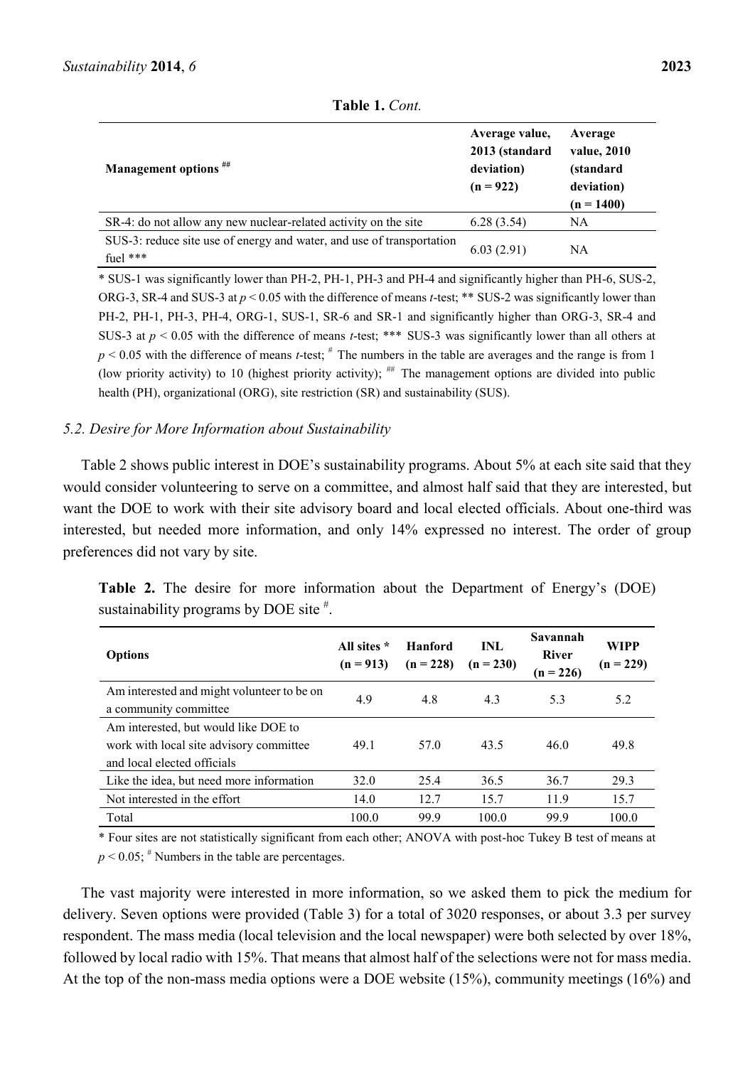**Table 1.** *Cont.*

| Management options ## | Average value, 2013 (standard deviation) (n = 922) | Average value, 2010 (standard deviation) (n = 1400) |
|---|---|---|
| SR-4: do not allow any new nuclear-related activity on the site | 6.28 (3.54) | NA |
| SUS-3: reduce site use of energy and water, and use of transportation fuel *** | 6.03 (2.91) | NA |

\* SUS-1 was significantly lower than PH-2, PH-1, PH-3 and PH-4 and significantly higher than PH-6, SUS-2, ORG-3, SR-4 and SUS-3 at $p < 0.05$ with the difference of means *t*-test; ** SUS-2 was significantly lower than PH-2, PH-1, PH-3, PH-4, ORG-1, SUS-1, SR-6 and SR-1 and significantly higher than ORG-3, SR-4 and SUS-3 at $p < 0.05$ with the difference of means *t*-test; *** SUS-3 was significantly lower than all others at $p < 0.05$ with the difference of means *t*-test; # The numbers in the table are averages and the range is from 1 (low priority activity) to 10 (highest priority activity); ## The management options are divided into public health (PH), organizational (ORG), site restriction (SR) and sustainability (SUS).

### 5.2. Desire for More Information about Sustainability

Table 2 shows public interest in DOE's sustainability programs. About 5% at each site said that they would consider volunteering to serve on a committee, and almost half said that they are interested, but want the DOE to work with their site advisory board and local elected officials. About one-third was interested, but needed more information, and only 14% expressed no interest. The order of group preferences did not vary by site.

**Table 2.** The desire for more information about the Department of Energy's (DOE) sustainability programs by DOE site #.

| Options | All sites * (n = 913) | Hanford (n = 228) | INL (n = 230) | Savannah River (n = 226) | WIPP (n = 229) |
|---|---|---|---|---|---|
| Am interested and might volunteer to be on a community committee | 4.9 | 4.8 | 4.3 | 5.3 | 5.2 |
| Am interested, but would like DOE to work with local site advisory committee and local elected officials | 49.1 | 57.0 | 43.5 | 46.0 | 49.8 |
| Like the idea, but need more information | 32.0 | 25.4 | 36.5 | 36.7 | 29.3 |
| Not interested in the effort | 14.0 | 12.7 | 15.7 | 11.9 | 15.7 |
| Total | 100.0 | 99.9 | 100.0 | 99.9 | 100.0 |

\* Four sites are not statistically significant from each other; ANOVA with post-hoc Tukey B test of means at $p < 0.05$; # Numbers in the table are percentages.

The vast majority were interested in more information, so we asked them to pick the medium for delivery. Seven options were provided (Table 3) for a total of 3020 responses, or about 3.3 per survey respondent. The mass media (local television and the local newspaper) were both selected by over 18%, followed by local radio with 15%. That means that almost half of the selections were not for mass media. At the top of the non-mass media options were a DOE website (15%), community meetings (16%) and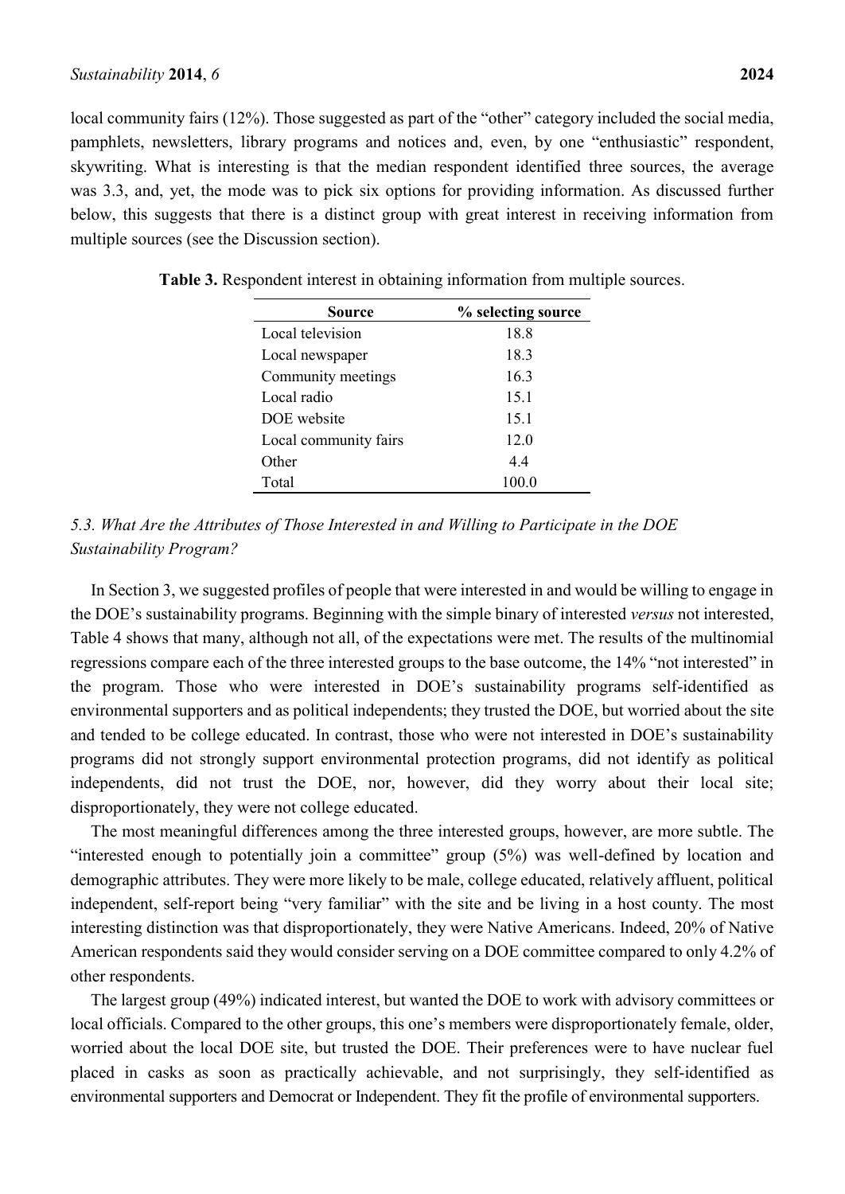local community fairs (12%). Those suggested as part of the "other" category included the social media, pamphlets, newsletters, library programs and notices and, even, by one "enthusiastic" respondent, skywriting. What is interesting is that the median respondent identified three sources, the average was 3.3, and, yet, the mode was to pick six options for providing information. As discussed further below, this suggests that there is a distinct group with great interest in receiving information from multiple sources (see the Discussion section).

**Table 3.** Respondent interest in obtaining information from multiple sources.

| Source | % selecting source |
|---|---|
| Local television | 18.8 |
| Local newspaper | 18.3 |
| Community meetings | 16.3 |
| Local radio | 15.1 |
| DOE website | 15.1 |
| Local community fairs | 12.0 |
| Other | 4.4 |
| Total | 100.0 |

### *5.3. What Are the Attributes of Those Interested in and Willing to Participate in the DOE Sustainability Program?*

In Section 3, we suggested profiles of people that were interested in and would be willing to engage in the DOE's sustainability programs. Beginning with the simple binary of interested *versus* not interested, Table 4 shows that many, although not all, of the expectations were met. The results of the multinomial regressions compare each of the three interested groups to the base outcome, the 14% "not interested" in the program. Those who were interested in DOE's sustainability programs self-identified as environmental supporters and as political independents; they trusted the DOE, but worried about the site and tended to be college educated. In contrast, those who were not interested in DOE's sustainability programs did not strongly support environmental protection programs, did not identify as political independents, did not trust the DOE, nor, however, did they worry about their local site; disproportionately, they were not college educated.

The most meaningful differences among the three interested groups, however, are more subtle. The "interested enough to potentially join a committee" group (5%) was well-defined by location and demographic attributes. They were more likely to be male, college educated, relatively affluent, political independent, self-report being "very familiar" with the site and be living in a host county. The most interesting distinction was that disproportionately, they were Native Americans. Indeed, 20% of Native American respondents said they would consider serving on a DOE committee compared to only 4.2% of other respondents.

The largest group (49%) indicated interest, but wanted the DOE to work with advisory committees or local officials. Compared to the other groups, this one's members were disproportionately female, older, worried about the local DOE site, but trusted the DOE. Their preferences were to have nuclear fuel placed in casks as soon as practically achievable, and not surprisingly, they self-identified as environmental supporters and Democrat or Independent. They fit the profile of environmental supporters.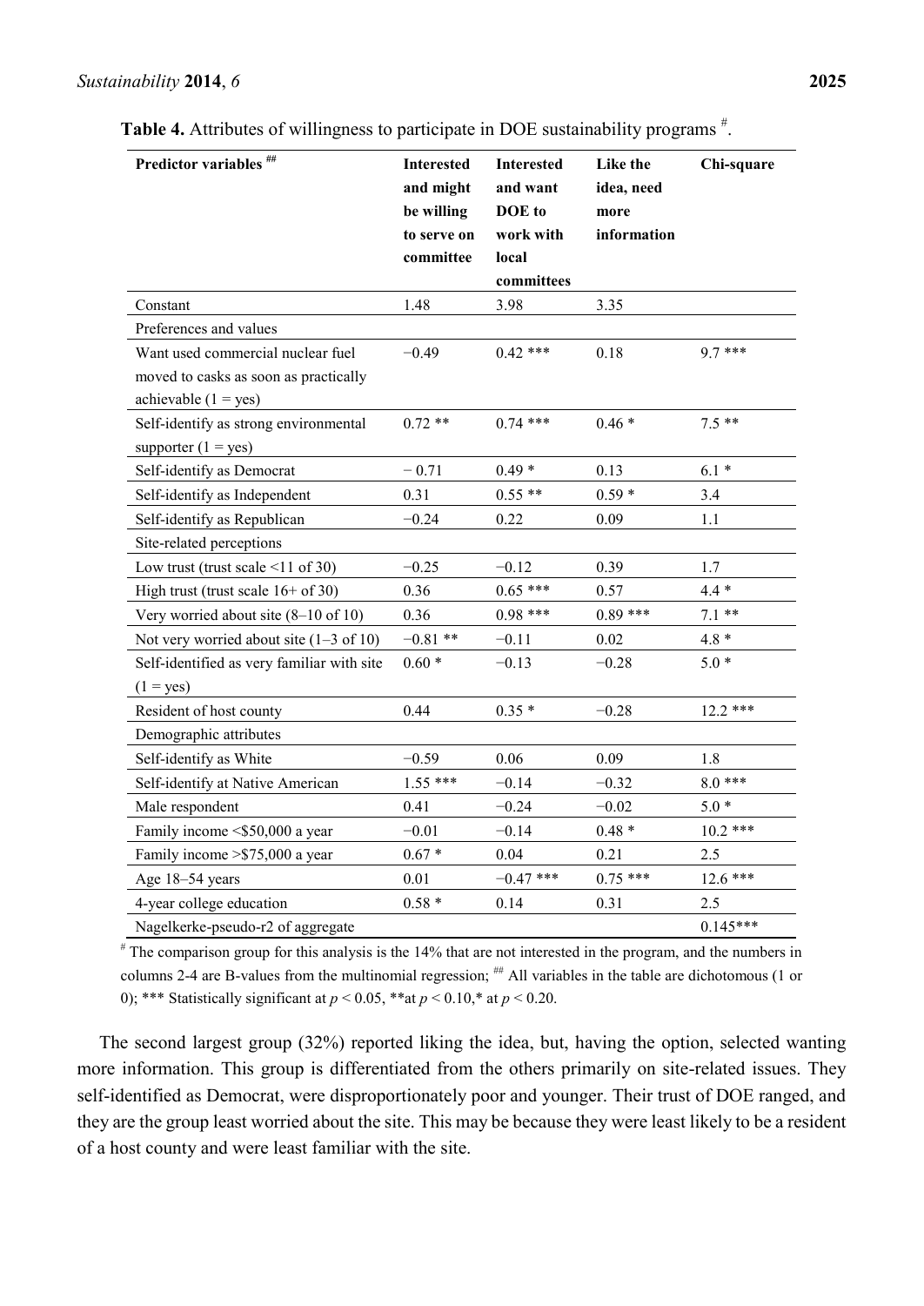**Table 4.** Attributes of willingness to participate in DOE sustainability programs [#].

| Predictor variables [##] | Interested and might be willing to serve on committee | Interested and want DOE to work with local committees | Like the idea, need more information | Chi-square |
|---|---|---|---|---|
| Constant | 1.48 | 3.98 | 3.35 | |
| Preferences and values | | | | |
| Want used commercial nuclear fuel moved to casks as soon as practically achievable (1 = yes) | −0.49 | 0.42 *** | 0.18 | 9.7 *** |
| Self-identify as strong environmental supporter (1 = yes) | 0.72 ** | 0.74 *** | 0.46 * | 7.5 ** |
| Self-identify as Democrat | − 0.71 | 0.49 * | 0.13 | 6.1 * |
| Self-identify as Independent | 0.31 | 0.55 ** | 0.59 * | 3.4 |
| Self-identify as Republican | −0.24 | 0.22 | 0.09 | 1.1 |
| Site-related perceptions | | | | |
| Low trust (trust scale <11 of 30) | −0.25 | −0.12 | 0.39 | 1.7 |
| High trust (trust scale 16+ of 30) | 0.36 | 0.65 *** | 0.57 | 4.4 * |
| Very worried about site (8–10 of 10) | 0.36 | 0.98 *** | 0.89 *** | 7.1 ** |
| Not very worried about site (1–3 of 10) | −0.81 ** | −0.11 | 0.02 | 4.8 * |
| Self-identified as very familiar with site (1 = yes) | 0.60 * | −0.13 | −0.28 | 5.0 * |
| Resident of host county | 0.44 | 0.35 * | −0.28 | 12.2 *** |
| Demographic attributes | | | | |
| Self-identify as White | −0.59 | 0.06 | 0.09 | 1.8 |
| Self-identify at Native American | 1.55 *** | −0.14 | −0.32 | 8.0 *** |
| Male respondent | 0.41 | −0.24 | −0.02 | 5.0 * |
| Family income <$50,000 a year | −0.01 | −0.14 | 0.48 * | 10.2 *** |
| Family income >$75,000 a year | 0.67 * | 0.04 | 0.21 | 2.5 |
| Age 18–54 years | 0.01 | −0.47 *** | 0.75 *** | 12.6 *** |
| 4-year college education | 0.58 * | 0.14 | 0.31 | 2.5 |
| Nagelkerke-pseudo-r2 of aggregate | | | | 0.145*** |

[#] The comparison group for this analysis is the 14% that are not interested in the program, and the numbers in columns 2-4 are B-values from the multinomial regression; [##] All variables in the table are dichotomous (1 or 0); *** Statistically significant at $p < 0.05$, **at $p < 0.10$,* at $p < 0.20$.

The second largest group (32%) reported liking the idea, but, having the option, selected wanting more information. This group is differentiated from the others primarily on site-related issues. They self-identified as Democrat, were disproportionately poor and younger. Their trust of DOE ranged, and they are the group least worried about the site. This may be because they were least likely to be a resident of a host county and were least familiar with the site.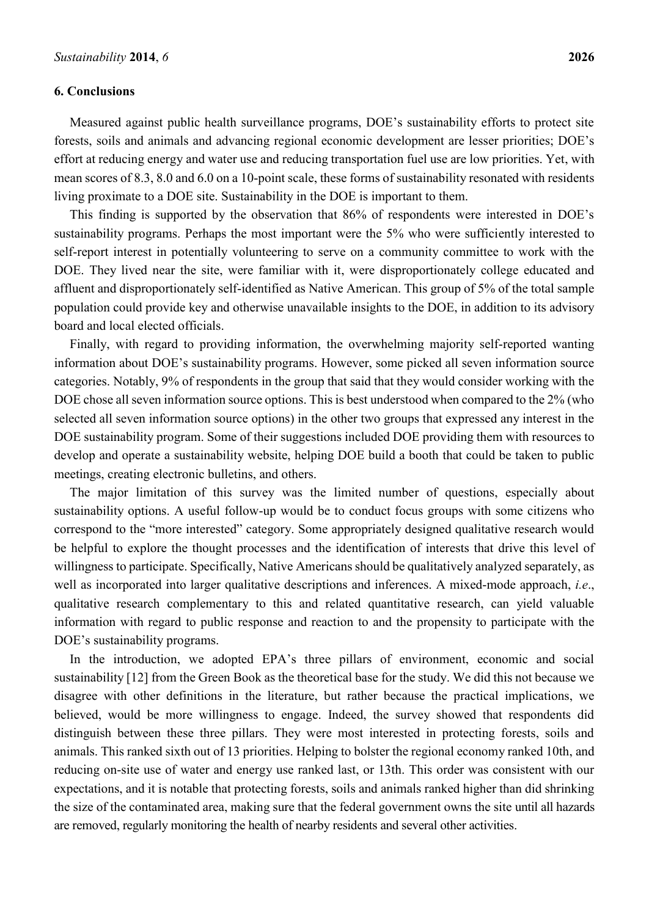## 6. Conclusions

Measured against public health surveillance programs, DOE's sustainability efforts to protect site forests, soils and animals and advancing regional economic development are lesser priorities; DOE's effort at reducing energy and water use and reducing transportation fuel use are low priorities. Yet, with mean scores of 8.3, 8.0 and 6.0 on a 10-point scale, these forms of sustainability resonated with residents living proximate to a DOE site. Sustainability in the DOE is important to them.

This finding is supported by the observation that 86% of respondents were interested in DOE's sustainability programs. Perhaps the most important were the 5% who were sufficiently interested to self-report interest in potentially volunteering to serve on a community committee to work with the DOE. They lived near the site, were familiar with it, were disproportionately college educated and affluent and disproportionately self-identified as Native American. This group of 5% of the total sample population could provide key and otherwise unavailable insights to the DOE, in addition to its advisory board and local elected officials.

Finally, with regard to providing information, the overwhelming majority self-reported wanting information about DOE's sustainability programs. However, some picked all seven information source categories. Notably, 9% of respondents in the group that said that they would consider working with the DOE chose all seven information source options. This is best understood when compared to the 2% (who selected all seven information source options) in the other two groups that expressed any interest in the DOE sustainability program. Some of their suggestions included DOE providing them with resources to develop and operate a sustainability website, helping DOE build a booth that could be taken to public meetings, creating electronic bulletins, and others.

The major limitation of this survey was the limited number of questions, especially about sustainability options. A useful follow-up would be to conduct focus groups with some citizens who correspond to the "more interested" category. Some appropriately designed qualitative research would be helpful to explore the thought processes and the identification of interests that drive this level of willingness to participate. Specifically, Native Americans should be qualitatively analyzed separately, as well as incorporated into larger qualitative descriptions and inferences. A mixed-mode approach, *i.e.*, qualitative research complementary to this and related quantitative research, can yield valuable information with regard to public response and reaction to and the propensity to participate with the DOE's sustainability programs.

In the introduction, we adopted EPA's three pillars of environment, economic and social sustainability [12] from the Green Book as the theoretical base for the study. We did this not because we disagree with other definitions in the literature, but rather because the practical implications, we believed, would be more willingness to engage. Indeed, the survey showed that respondents did distinguish between these three pillars. They were most interested in protecting forests, soils and animals. This ranked sixth out of 13 priorities. Helping to bolster the regional economy ranked 10th, and reducing on-site use of water and energy use ranked last, or 13th. This order was consistent with our expectations, and it is notable that protecting forests, soils and animals ranked higher than did shrinking the size of the contaminated area, making sure that the federal government owns the site until all hazards are removed, regularly monitoring the health of nearby residents and several other activities.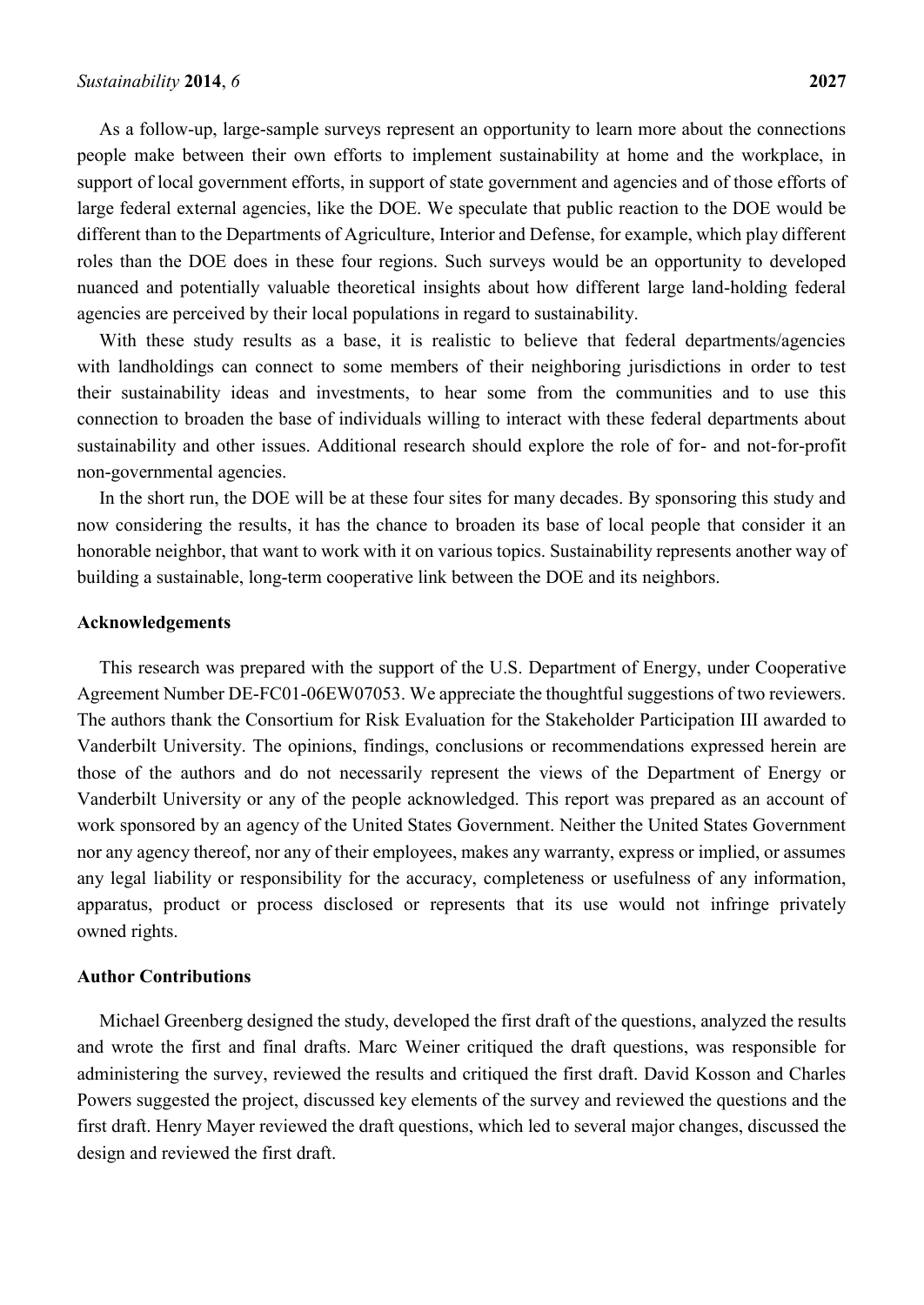As a follow-up, large-sample surveys represent an opportunity to learn more about the connections people make between their own efforts to implement sustainability at home and the workplace, in support of local government efforts, in support of state government and agencies and of those efforts of large federal external agencies, like the DOE. We speculate that public reaction to the DOE would be different than to the Departments of Agriculture, Interior and Defense, for example, which play different roles than the DOE does in these four regions. Such surveys would be an opportunity to developed nuanced and potentially valuable theoretical insights about how different large land-holding federal agencies are perceived by their local populations in regard to sustainability.

With these study results as a base, it is realistic to believe that federal departments/agencies with landholdings can connect to some members of their neighboring jurisdictions in order to test their sustainability ideas and investments, to hear some from the communities and to use this connection to broaden the base of individuals willing to interact with these federal departments about sustainability and other issues. Additional research should explore the role of for- and not-for-profit non-governmental agencies.

In the short run, the DOE will be at these four sites for many decades. By sponsoring this study and now considering the results, it has the chance to broaden its base of local people that consider it an honorable neighbor, that want to work with it on various topics. Sustainability represents another way of building a sustainable, long-term cooperative link between the DOE and its neighbors.

## Acknowledgements

This research was prepared with the support of the U.S. Department of Energy, under Cooperative Agreement Number DE-FC01-06EW07053. We appreciate the thoughtful suggestions of two reviewers. The authors thank the Consortium for Risk Evaluation for the Stakeholder Participation III awarded to Vanderbilt University. The opinions, findings, conclusions or recommendations expressed herein are those of the authors and do not necessarily represent the views of the Department of Energy or Vanderbilt University or any of the people acknowledged. This report was prepared as an account of work sponsored by an agency of the United States Government. Neither the United States Government nor any agency thereof, nor any of their employees, makes any warranty, express or implied, or assumes any legal liability or responsibility for the accuracy, completeness or usefulness of any information, apparatus, product or process disclosed or represents that its use would not infringe privately owned rights.

## Author Contributions

Michael Greenberg designed the study, developed the first draft of the questions, analyzed the results and wrote the first and final drafts. Marc Weiner critiqued the draft questions, was responsible for administering the survey, reviewed the results and critiqued the first draft. David Kosson and Charles Powers suggested the project, discussed key elements of the survey and reviewed the questions and the first draft. Henry Mayer reviewed the draft questions, which led to several major changes, discussed the design and reviewed the first draft.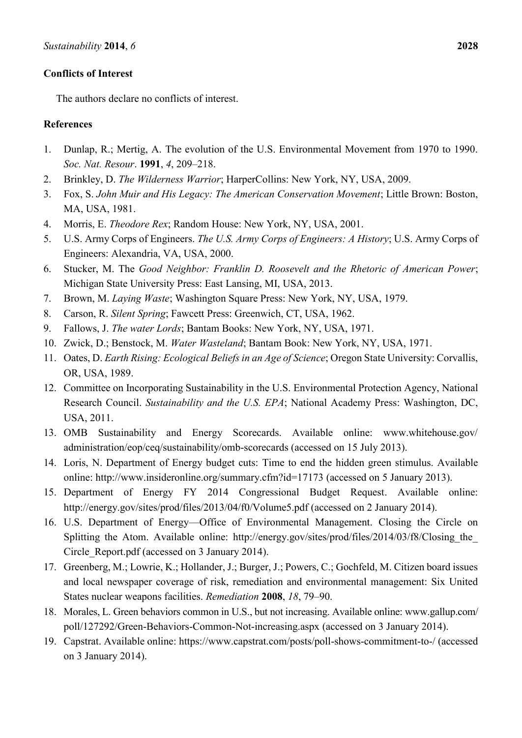**Conflicts of Interest**

The authors declare no conflicts of interest.

**References**

1. Dunlap, R.; Mertig, A. The evolution of the U.S. Environmental Movement from 1970 to 1990. *Soc. Nat. Resour*. **1991**, *4*, 209–218.
2. Brinkley, D. *The Wilderness Warrior*; HarperCollins: New York, NY, USA, 2009.
3. Fox, S. *John Muir and His Legacy: The American Conservation Movement*; Little Brown: Boston, MA, USA, 1981.
4. Morris, E. *Theodore Rex*; Random House: New York, NY, USA, 2001.
5. U.S. Army Corps of Engineers. *The U.S. Army Corps of Engineers: A History*; U.S. Army Corps of Engineers: Alexandria, VA, USA, 2000.
6. Stucker, M. The *Good Neighbor: Franklin D. Roosevelt and the Rhetoric of American Power*; Michigan State University Press: East Lansing, MI, USA, 2013.
7. Brown, M. *Laying Waste*; Washington Square Press: New York, NY, USA, 1979.
8. Carson, R. *Silent Spring*; Fawcett Press: Greenwich, CT, USA, 1962.
9. Fallows, J. *The water Lords*; Bantam Books: New York, NY, USA, 1971.
10. Zwick, D.; Benstock, M. *Water Wasteland*; Bantam Book: New York, NY, USA, 1971.
11. Oates, D. *Earth Rising: Ecological Beliefs in an Age of Science*; Oregon State University: Corvallis, OR, USA, 1989.
12. Committee on Incorporating Sustainability in the U.S. Environmental Protection Agency, National Research Council. *Sustainability and the U.S. EPA*; National Academy Press: Washington, DC, USA, 2011.
13. OMB Sustainability and Energy Scorecards. Available online: www.whitehouse.gov/administration/eop/ceq/sustainability/omb-scorecards (accessed on 15 July 2013).
14. Loris, N. Department of Energy budget cuts: Time to end the hidden green stimulus. Available online: http://www.insideronline.org/summary.cfm?id=17173 (accessed on 5 January 2013).
15. Department of Energy FY 2014 Congressional Budget Request. Available online: http://energy.gov/sites/prod/files/2013/04/f0/Volume5.pdf (accessed on 2 January 2014).
16. U.S. Department of Energy—Office of Environmental Management. Closing the Circle on Splitting the Atom. Available online: http://energy.gov/sites/prod/files/2014/03/f8/Closing_the_Circle_Report.pdf (accessed on 3 January 2014).
17. Greenberg, M.; Lowrie, K.; Hollander, J.; Burger, J.; Powers, C.; Gochfeld, M. Citizen board issues and local newspaper coverage of risk, remediation and environmental management: Six United States nuclear weapons facilities. *Remediation* **2008**, *18*, 79–90.
18. Morales, L. Green behaviors common in U.S., but not increasing. Available online: www.gallup.com/poll/127292/Green-Behaviors-Common-Not-increasing.aspx (accessed on 3 January 2014).
19. Capstrat. Available online: https://www.capstrat.com/posts/poll-shows-commitment-to-/ (accessed on 3 January 2014).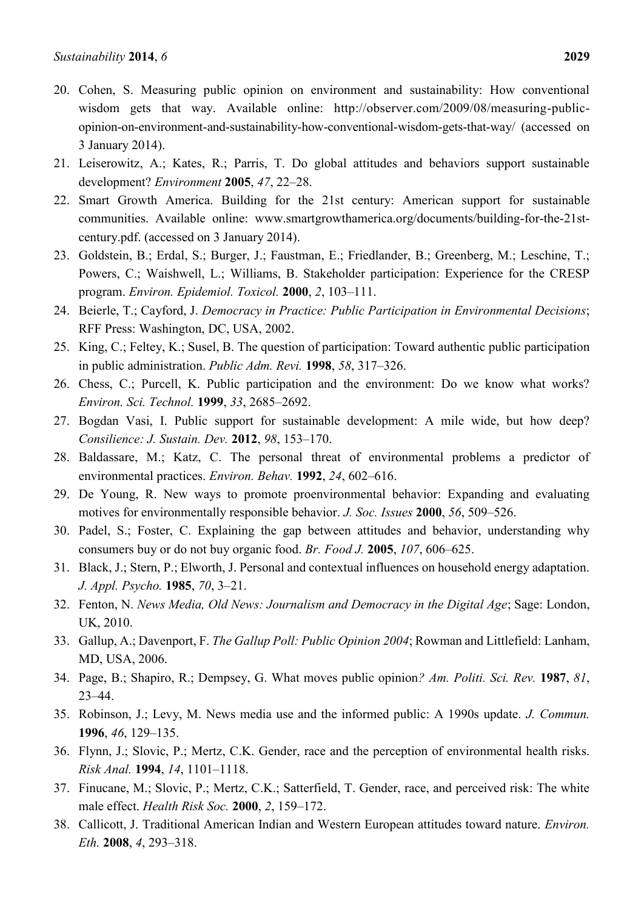20. Cohen, S. Measuring public opinion on environment and sustainability: How conventional wisdom gets that way. Available online: http://observer.com/2009/08/measuring-public-opinion-on-environment-and-sustainability-how-conventional-wisdom-gets-that-way/ (accessed on 3 January 2014).
21. Leiserowitz, A.; Kates, R.; Parris, T. Do global attitudes and behaviors support sustainable development? *Environment* **2005**, *47*, 22–28.
22. Smart Growth America. Building for the 21st century: American support for sustainable communities. Available online: www.smartgrowthamerica.org/documents/building-for-the-21st-century.pdf. (accessed on 3 January 2014).
23. Goldstein, B.; Erdal, S.; Burger, J.; Faustman, E.; Friedlander, B.; Greenberg, M.; Leschine, T.; Powers, C.; Waishwell, L.; Williams, B. Stakeholder participation: Experience for the CRESP program. *Environ. Epidemiol. Toxicol.* **2000**, *2*, 103–111.
24. Beierle, T.; Cayford, J. *Democracy in Practice: Public Participation in Environmental Decisions*; RFF Press: Washington, DC, USA, 2002.
25. King, C.; Feltey, K.; Susel, B. The question of participation: Toward authentic public participation in public administration. *Public Adm. Revi.* **1998**, *58*, 317–326.
26. Chess, C.; Purcell, K. Public participation and the environment: Do we know what works? *Environ. Sci. Technol.* **1999**, *33*, 2685–2692.
27. Bogdan Vasi, I. Public support for sustainable development: A mile wide, but how deep? *Consilience: J. Sustain. Dev.* **2012**, *98*, 153–170.
28. Baldassare, M.; Katz, C. The personal threat of environmental problems a predictor of environmental practices. *Environ. Behav.* **1992**, *24*, 602–616.
29. De Young, R. New ways to promote proenvironmental behavior: Expanding and evaluating motives for environmentally responsible behavior. *J. Soc. Issues* **2000**, *56*, 509–526.
30. Padel, S.; Foster, C. Explaining the gap between attitudes and behavior, understanding why consumers buy or do not buy organic food. *Br. Food J.* **2005**, *107*, 606–625.
31. Black, J.; Stern, P.; Elworth, J. Personal and contextual influences on household energy adaptation. *J. Appl. Psycho.* **1985**, *70*, 3–21.
32. Fenton, N. *News Media, Old News: Journalism and Democracy in the Digital Age*; Sage: London, UK, 2010.
33. Gallup, A.; Davenport, F. *The Gallup Poll: Public Opinion 2004*; Rowman and Littlefield: Lanham, MD, USA, 2006.
34. Page, B.; Shapiro, R.; Dempsey, G. What moves public opinion*? Am. Politi. Sci. Rev.* **1987**, *81*, 23–44.
35. Robinson, J.; Levy, M. News media use and the informed public: A 1990s update. *J. Commun.* **1996**, *46*, 129–135.
36. Flynn, J.; Slovic, P.; Mertz, C.K. Gender, race and the perception of environmental health risks. *Risk Anal.* **1994**, *14*, 1101–1118.
37. Finucane, M.; Slovic, P.; Mertz, C.K.; Satterfield, T. Gender, race, and perceived risk: The white male effect. *Health Risk Soc.* **2000**, *2*, 159–172.
38. Callicott, J. Traditional American Indian and Western European attitudes toward nature. *Environ. Eth.* **2008**, *4*, 293–318.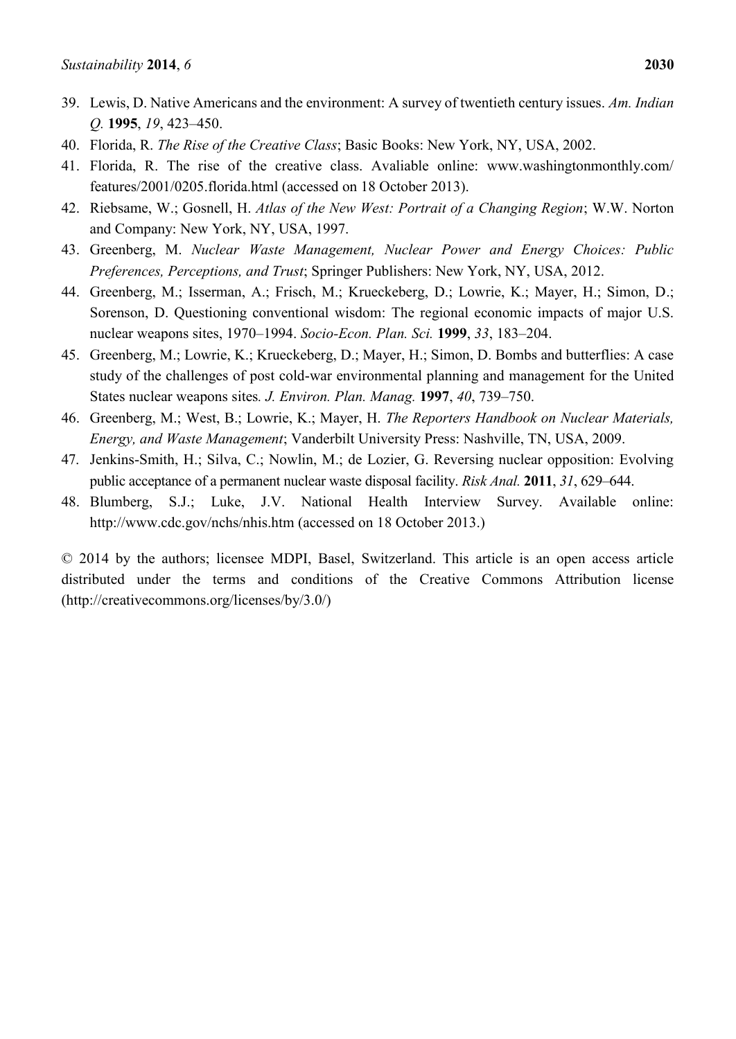39. Lewis, D. Native Americans and the environment: A survey of twentieth century issues. *Am. Indian Q.* **1995**, *19*, 423–450.
40. Florida, R. *The Rise of the Creative Class*; Basic Books: New York, NY, USA, 2002.
41. Florida, R. The rise of the creative class. Avaliable online: www.washingtonmonthly.com/features/2001/0205.florida.html (accessed on 18 October 2013).
42. Riebsame, W.; Gosnell, H. *Atlas of the New West: Portrait of a Changing Region*; W.W. Norton and Company: New York, NY, USA, 1997.
43. Greenberg, M. *Nuclear Waste Management, Nuclear Power and Energy Choices: Public Preferences, Perceptions, and Trust*; Springer Publishers: New York, NY, USA, 2012.
44. Greenberg, M.; Isserman, A.; Frisch, M.; Krueckeberg, D.; Lowrie, K.; Mayer, H.; Simon, D.; Sorenson, D. Questioning conventional wisdom: The regional economic impacts of major U.S. nuclear weapons sites, 1970–1994. *Socio-Econ. Plan. Sci.* **1999**, *33*, 183–204.
45. Greenberg, M.; Lowrie, K.; Krueckeberg, D.; Mayer, H.; Simon, D. Bombs and butterflies: A case study of the challenges of post cold-war environmental planning and management for the United States nuclear weapons sites*. J. Environ. Plan. Manag.* **1997**, *40*, 739–750.
46. Greenberg, M.; West, B.; Lowrie, K.; Mayer, H. *The Reporters Handbook on Nuclear Materials, Energy, and Waste Management*; Vanderbilt University Press: Nashville, TN, USA, 2009.
47. Jenkins-Smith, H.; Silva, C.; Nowlin, M.; de Lozier, G. Reversing nuclear opposition: Evolving public acceptance of a permanent nuclear waste disposal facility. *Risk Anal.* **2011**, *31*, 629–644.
48. Blumberg, S.J.; Luke, J.V. National Health Interview Survey. Available online: http://www.cdc.gov/nchs/nhis.htm (accessed on 18 October 2013.)

© 2014 by the authors; licensee MDPI, Basel, Switzerland. This article is an open access article distributed under the terms and conditions of the Creative Commons Attribution license (http://creativecommons.org/licenses/by/3.0/)